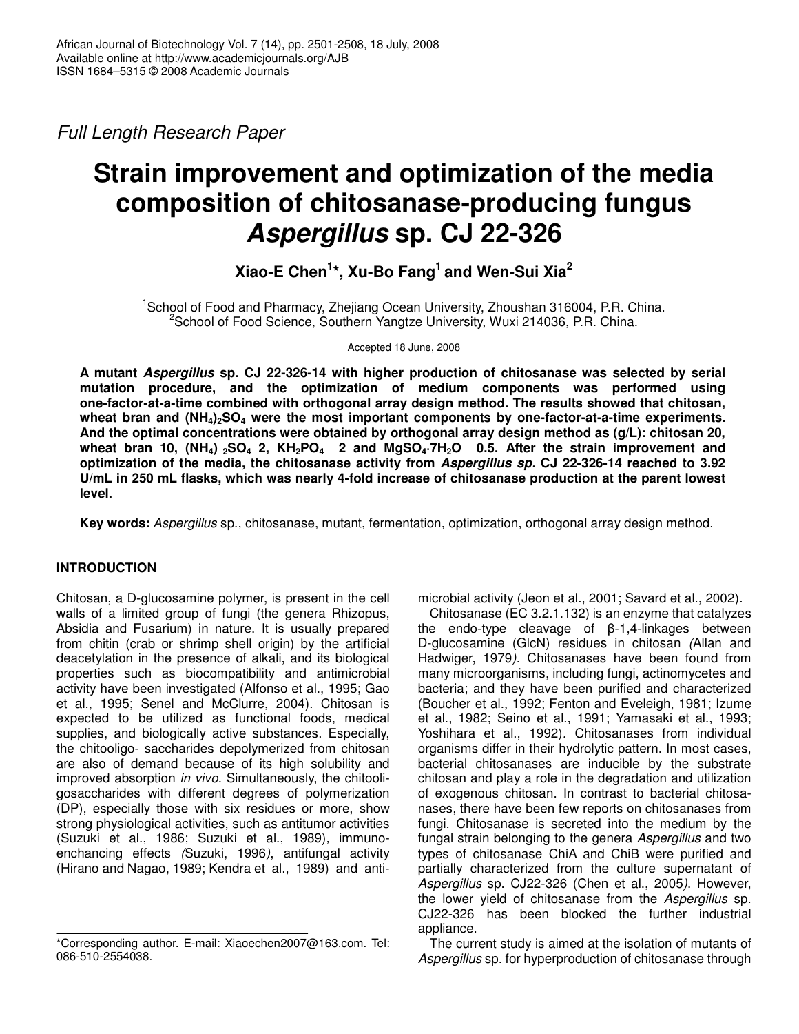*Full Length Research Paper*

# Strain improvement and optimization of the media composition of chitosanase-producing fungus *Aspergillus* sp. CJ 22-326

**Xiao-E Chen[1]*, Xu-Bo Fang[1] and Wen-Sui Xia[2]**

[1]School of Food and Pharmacy, Zhejiang Ocean University, Zhoushan 316004, P.R. China.
[2]School of Food Science, Southern Yangtze University, Wuxi 214036, P.R. China.

Accepted 18 June, 2008

**A mutant *Aspergillus* sp. CJ 22-326-14 with higher production of chitosanase was selected by serial mutation procedure, and the optimization of medium components was performed using one-factor-at-a-time combined with orthogonal array design method. The results showed that chitosan, wheat bran and $(NH_4)_2SO_4$ were the most important components by one-factor-at-a-time experiments. And the optimal concentrations were obtained by orthogonal array design method as (g/L): chitosan 20, wheat bran 10, $(NH_4)_2SO_4$ 2, $KH_2PO_4$ 2 and $MgSO_4 \cdot 7H_2O$ 0.5. After the strain improvement and optimization of the media, the chitosanase activity from *Aspergillus sp.* CJ 22-326-14 reached to 3.92 U/mL in 250 mL flasks, which was nearly 4-fold increase of chitosanase production at the parent lowest level.**

**Key words:** *Aspergillus* sp., chitosanase, mutant, fermentation, optimization, orthogonal array design method.

## INTRODUCTION

Chitosan, a D-glucosamine polymer, is present in the cell walls of a limited group of fungi (the genera Rhizopus, Absidia and Fusarium) in nature. It is usually prepared from chitin (crab or shrimp shell origin) by the artificial deacetylation in the presence of alkali, and its biological properties such as biocompatibility and antimicrobial activity have been investigated (Alfonso et al., 1995; Gao et al., 1995; Senel and McClurre, 2004). Chitosan is expected to be utilized as functional foods, medical supplies, and biologically active substances. Especially, the chitooligo- saccharides depolymerized from chitosan are also of demand because of its high solubility and improved absorption *in vivo*. Simultaneously, the chitooligosaccharides with different degrees of polymerization (DP), especially those with six residues or more, show strong physiological activities, such as antitumor activities (Suzuki et al., 1986; Suzuki et al., 1989), immuno-enchancing effects (Suzuki, 1996), antifungal activity (Hirano and Nagao, 1989; Kendra et al., 1989) and antimicrobial activity (Jeon et al., 2001; Savard et al., 2002).

Chitosanase (EC 3.2.1.132) is an enzyme that catalyzes the endo-type cleavage of β-1,4-linkages between D-glucosamine (GlcN) residues in chitosan (Allan and Hadwiger, 1979). Chitosanases have been found from many microorganisms, including fungi, actinomycetes and bacteria; and they have been purified and characterized (Boucher et al., 1992; Fenton and Eveleigh, 1981; Izume et al., 1982; Seino et al., 1991; Yamasaki et al., 1993; Yoshihara et al., 1992). Chitosanases from individual organisms differ in their hydrolytic pattern. In most cases, bacterial chitosanases are inducible by the substrate chitosan and play a role in the degradation and utilization of exogenous chitosan. In contrast to bacterial chitosanases, there have been few reports on chitosanases from fungi. Chitosanase is secreted into the medium by the fungal strain belonging to the genera *Aspergillus* and two types of chitosanase ChiA and ChiB were purified and partially characterized from the culture supernatant of *Aspergillus* sp. CJ22-326 (Chen et al., 2005). However, the lower yield of chitosanase from the *Aspergillus* sp. CJ22-326 has been blocked the further industrial appliance.

The current study is aimed at the isolation of mutants of *Aspergillus* sp. for hyperproduction of chitosanase through

*Corresponding author. E-mail: Xiaoechen2007@163.com. Tel: 086-510-2554038.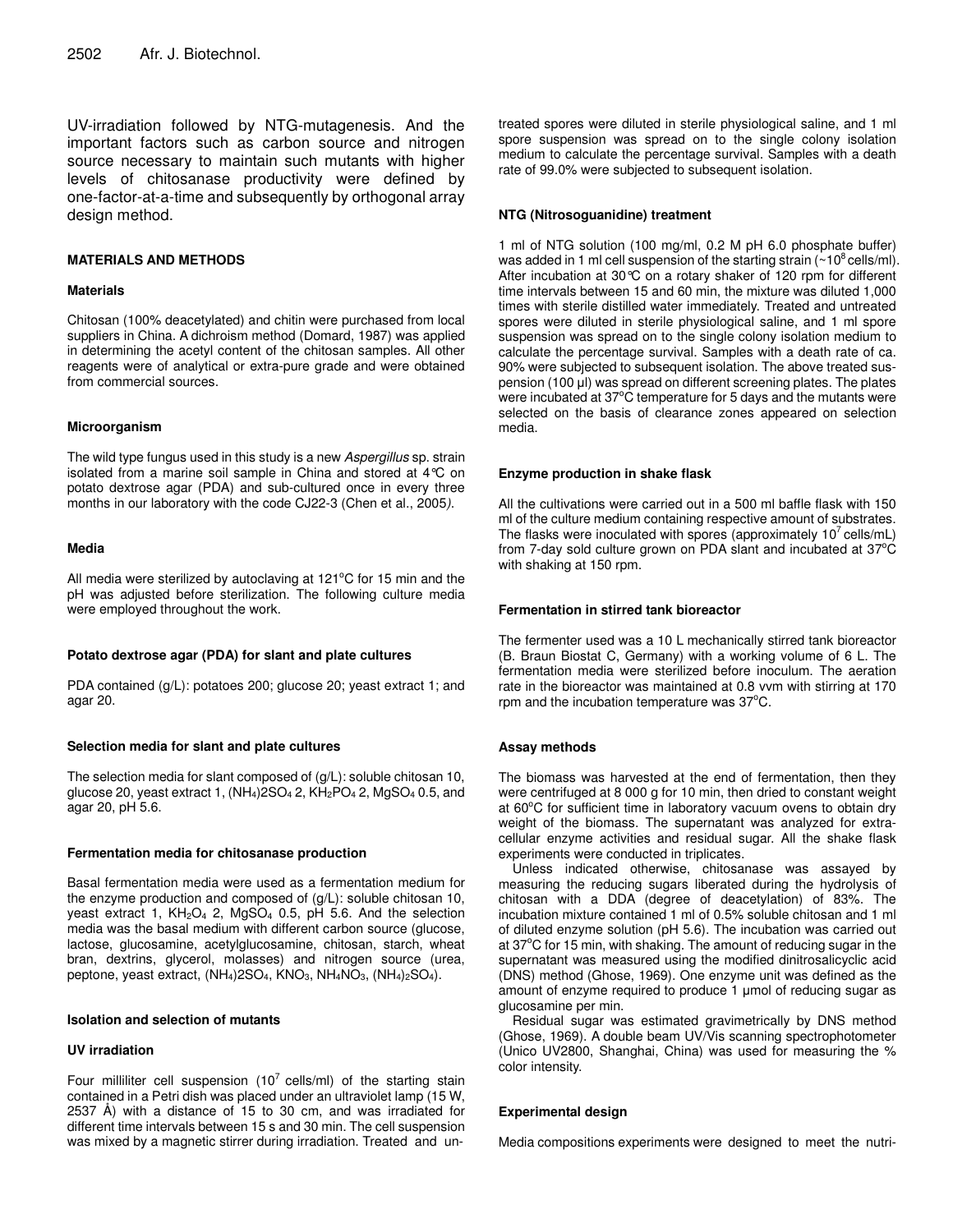UV-irradiation followed by NTG-mutagenesis. And the important factors such as carbon source and nitrogen source necessary to maintain such mutants with higher levels of chitosanase productivity were defined by one-factor-at-a-time and subsequently by orthogonal array design method.

## MATERIALS AND METHODS

### Materials

Chitosan (100% deacetylated) and chitin were purchased from local suppliers in China. A dichroism method (Domard, 1987) was applied in determining the acetyl content of the chitosan samples. All other reagents were of analytical or extra-pure grade and were obtained from commercial sources.

### Microorganism

The wild type fungus used in this study is a new *Aspergillus* sp. strain isolated from a marine soil sample in China and stored at 4°C on potato dextrose agar (PDA) and sub-cultured once in every three months in our laboratory with the code CJ22-3 (Chen et al., 2005).

### Media

All media were sterilized by autoclaving at 121°C for 15 min and the pH was adjusted before sterilization. The following culture media were employed throughout the work.

### Potato dextrose agar (PDA) for slant and plate cultures

PDA contained (g/L): potatoes 200; glucose 20; yeast extract 1; and agar 20.

### Selection media for slant and plate cultures

The selection media for slant composed of (g/L): soluble chitosan 10, glucose 20, yeast extract 1, $(NH_4)2SO_4$ 2, $KH_2PO_4$ 2, $MgSO_4$ 0.5, and agar 20, pH 5.6.

### Fermentation media for chitosanase production

Basal fermentation media were used as a fermentation medium for the enzyme production and composed of (g/L): soluble chitosan 10, yeast extract 1, $KH_2O_4$ 2, $MgSO_4$ 0.5, pH 5.6. And the selection media was the basal medium with different carbon source (glucose, lactose, glucosamine, acetylglucosamine, chitosan, starch, wheat bran, dextrins, glycerol, molasses) and nitrogen source (urea, peptone, yeast extract, $(NH_4)2SO_4$, $KNO_3$, $NH_4NO_3$, $(NH_4)_2SO_4$).

### Isolation and selection of mutants

### UV irradiation

Four milliliter cell suspension ($10^7$ cells/ml) of the starting stain contained in a Petri dish was placed under an ultraviolet lamp (15 W, 2537 Å) with a distance of 15 to 30 cm, and was irradiated for different time intervals between 15 s and 30 min. The cell suspension was mixed by a magnetic stirrer during irradiation. Treated and untreated spores were diluted in sterile physiological saline, and 1 ml spore suspension was spread on to the single colony isolation medium to calculate the percentage survival. Samples with a death rate of 99.0% were subjected to subsequent isolation.

### NTG (Nitrosoguanidine) treatment

1 ml of NTG solution (100 mg/ml, 0.2 M pH 6.0 phosphate buffer) was added in 1 ml cell suspension of the starting strain (~$10^8$ cells/ml). After incubation at 30°C on a rotary shaker of 120 rpm for different time intervals between 15 and 60 min, the mixture was diluted 1,000 times with sterile distilled water immediately. Treated and untreated spores were diluted in sterile physiological saline, and 1 ml spore suspension was spread on to the single colony isolation medium to calculate the percentage survival. Samples with a death rate of ca. 90% were subjected to subsequent isolation. The above treated suspension (100 µl) was spread on different screening plates. The plates were incubated at 37°C temperature for 5 days and the mutants were selected on the basis of clearance zones appeared on selection media.

### Enzyme production in shake flask

All the cultivations were carried out in a 500 ml baffle flask with 150 ml of the culture medium containing respective amount of substrates. The flasks were inoculated with spores (approximately $10^7$ cells/mL) from 7-day sold culture grown on PDA slant and incubated at 37°C with shaking at 150 rpm.

### Fermentation in stirred tank bioreactor

The fermenter used was a 10 L mechanically stirred tank bioreactor (B. Braun Biostat C, Germany) with a working volume of 6 L. The fermentation media were sterilized before inoculum. The aeration rate in the bioreactor was maintained at 0.8 vvm with stirring at 170 rpm and the incubation temperature was 37°C.

### Assay methods

The biomass was harvested at the end of fermentation, then they were centrifuged at 8 000 g for 10 min, then dried to constant weight at 60°C for sufficient time in laboratory vacuum ovens to obtain dry weight of the biomass. The supernatant was analyzed for extracellular enzyme activities and residual sugar. All the shake flask experiments were conducted in triplicates.

Unless indicated otherwise, chitosanase was assayed by measuring the reducing sugars liberated during the hydrolysis of chitosan with a DDA (degree of deacetylation) of 83%. The incubation mixture contained 1 ml of 0.5% soluble chitosan and 1 ml of diluted enzyme solution (pH 5.6). The incubation was carried out at 37°C for 15 min, with shaking. The amount of reducing sugar in the supernatant was measured using the modified dinitrosalicyclic acid (DNS) method (Ghose, 1969). One enzyme unit was defined as the amount of enzyme required to produce 1 µmol of reducing sugar as glucosamine per min.

Residual sugar was estimated gravimetrically by DNS method (Ghose, 1969). A double beam UV/Vis scanning spectrophotometer (Unico UV2800, Shanghai, China) was used for measuring the % color intensity.

### Experimental design

Media compositions experiments were designed to meet the nutri-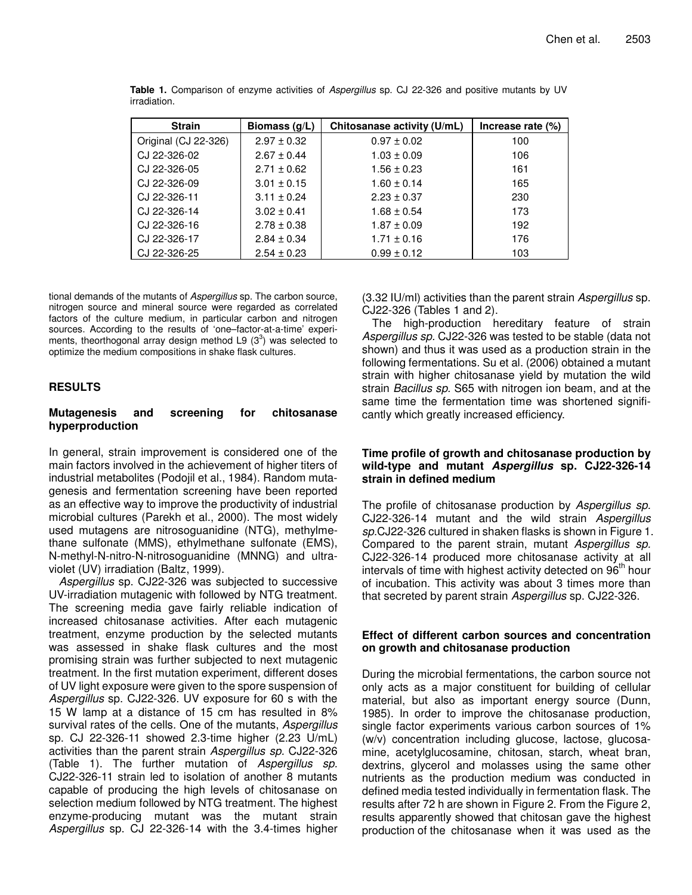**Table 1.** Comparison of enzyme activities of *Aspergillus* sp. CJ 22-326 and positive mutants by UV irradiation.

| Strain | Biomass (g/L) | Chitosanase activity (U/mL) | Increase rate (%) |
|---|---|---|---|
| Original (CJ 22-326) | 2.97 ± 0.32 | 0.97 ± 0.02 | 100 |
| CJ 22-326-02 | 2.67 ± 0.44 | 1.03 ± 0.09 | 106 |
| CJ 22-326-05 | 2.71 ± 0.62 | 1.56 ± 0.23 | 161 |
| CJ 22-326-09 | 3.01 ± 0.15 | 1.60 ± 0.14 | 165 |
| CJ 22-326-11 | 3.11 ± 0.24 | 2.23 ± 0.37 | 230 |
| CJ 22-326-14 | 3.02 ± 0.41 | 1.68 ± 0.54 | 173 |
| CJ 22-326-16 | 2.78 ± 0.38 | 1.87 ± 0.09 | 192 |
| CJ 22-326-17 | 2.84 ± 0.34 | 1.71 ± 0.16 | 176 |
| CJ 22-326-25 | 2.54 ± 0.23 | 0.99 ± 0.12 | 103 |

tional demands of the mutants of *Aspergillus* sp. The carbon source, nitrogen source and mineral source were regarded as correlated factors of the culture medium, in particular carbon and nitrogen sources. According to the results of 'one–factor-at-a-time' experiments, theorthogonal array design method L9 ($3^3$) was selected to optimize the medium compositions in shake flask cultures.

## RESULTS

### Mutagenesis and screening for chitosanase hyperproduction

In general, strain improvement is considered one of the main factors involved in the achievement of higher titers of industrial metabolites (Podojil et al., 1984). Random mutagenesis and fermentation screening have been reported as an effective way to improve the productivity of industrial microbial cultures (Parekh et al., 2000). The most widely used mutagens are nitrosoguanidine (NTG), methylmethane sulfonate (MMS), ethylmethane sulfonate (EMS), N-methyl-N-nitro-N-nitrosoguanidine (MNNG) and ultraviolet (UV) irradiation (Baltz, 1999).

*Aspergillus* sp. CJ22-326 was subjected to successive UV-irradiation mutagenic with followed by NTG treatment. The screening media gave fairly reliable indication of increased chitosanase activities. After each mutagenic treatment, enzyme production by the selected mutants was assessed in shake flask cultures and the most promising strain was further subjected to next mutagenic treatment. In the first mutation experiment, different doses of UV light exposure were given to the spore suspension of *Aspergillus* sp. CJ22-326. UV exposure for 60 s with the 15 W lamp at a distance of 15 cm has resulted in 8% survival rates of the cells. One of the mutants, *Aspergillus* sp. CJ 22-326-11 showed 2.3-time higher (2.23 U/mL) activities than the parent strain *Aspergillus sp.* CJ22-326 (Table 1). The further mutation of *Aspergillus sp.* CJ22-326-11 strain led to isolation of another 8 mutants capable of producing the high levels of chitosanase on selection medium followed by NTG treatment. The highest enzyme-producing mutant was the mutant strain *Aspergillus* sp. CJ 22-326-14 with the 3.4-times higher (3.32 IU/ml) activities than the parent strain *Aspergillus* sp. CJ22-326 (Tables 1 and 2).

The high-production hereditary feature of strain *Aspergillus sp.* CJ22-326 was tested to be stable (data not shown) and thus it was used as a production strain in the following fermentations. Su et al. (2006) obtained a mutant strain with higher chitosanase yield by mutation the wild strain *Bacillus sp.* S65 with nitrogen ion beam, and at the same time the fermentation time was shortened significantly which greatly increased efficiency.

### Time profile of growth and chitosanase production by wild-type and mutant *Aspergillus* sp. CJ22-326-14 strain in defined medium

The profile of chitosanase production by *Aspergillus sp.* CJ22-326-14 mutant and the wild strain *Aspergillus sp.*CJ22-326 cultured in shaken flasks is shown in Figure 1. Compared to the parent strain, mutant *Aspergillus sp.* CJ22-326-14 produced more chitosanase activity at all intervals of time with highest activity detected on 96th hour of incubation. This activity was about 3 times more than that secreted by parent strain *Aspergillus* sp. CJ22-326.

### Effect of different carbon sources and concentration on growth and chitosanase production

During the microbial fermentations, the carbon source not only acts as a major constituent for building of cellular material, but also as important energy source (Dunn, 1985). In order to improve the chitosanase production, single factor experiments various carbon sources of 1% (w/v) concentration including glucose, lactose, glucosamine, acetylglucosamine, chitosan, starch, wheat bran, dextrins, glycerol and molasses using the same other nutrients as the production medium was conducted in defined media tested individually in fermentation flask. The results after 72 h are shown in Figure 2. From the Figure 2, results apparently showed that chitosan gave the highest production of the chitosanase when it was used as the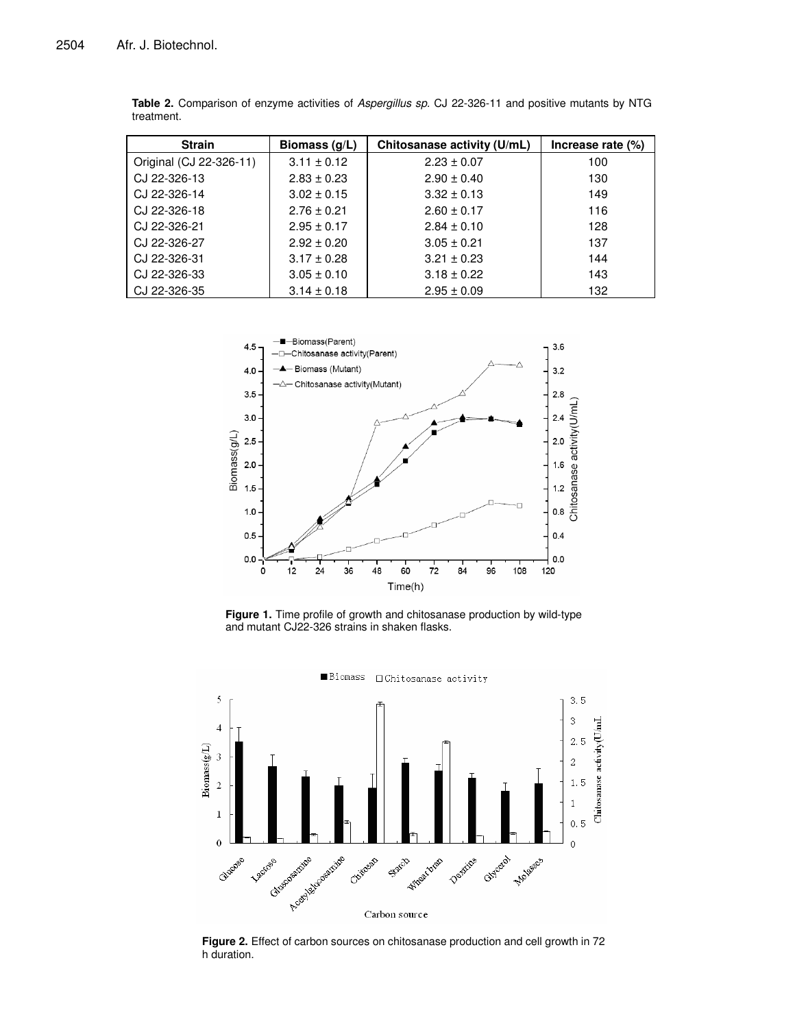**Table 2.** Comparison of enzyme activities of *Aspergillus sp.* CJ 22-326-11 and positive mutants by NTG treatment.

| Strain | Biomass (g/L) | Chitosanase activity (U/mL) | Increase rate (%) |
|---|---|---|---|
| Original (CJ 22-326-11) | 3.11 ± 0.12 | 2.23 ± 0.07 | 100 |
| CJ 22-326-13 | 2.83 ± 0.23 | 2.90 ± 0.40 | 130 |
| CJ 22-326-14 | 3.02 ± 0.15 | 3.32 ± 0.13 | 149 |
| CJ 22-326-18 | 2.76 ± 0.21 | 2.60 ± 0.17 | 116 |
| CJ 22-326-21 | 2.95 ± 0.17 | 2.84 ± 0.10 | 128 |
| CJ 22-326-27 | 2.92 ± 0.20 | 3.05 ± 0.21 | 137 |
| CJ 22-326-31 | 3.17 ± 0.28 | 3.21 ± 0.23 | 144 |
| CJ 22-326-33 | 3.05 ± 0.10 | 3.18 ± 0.22 | 143 |
| CJ 22-326-35 | 3.14 ± 0.18 | 2.95 ± 0.09 | 132 |

**Figure 1.** Time profile of growth and chitosanase production by wild-type and mutant CJ22-326 strains in shaken flasks.

**Figure 2.** Effect of carbon sources on chitosanase production and cell growth in 72 h duration.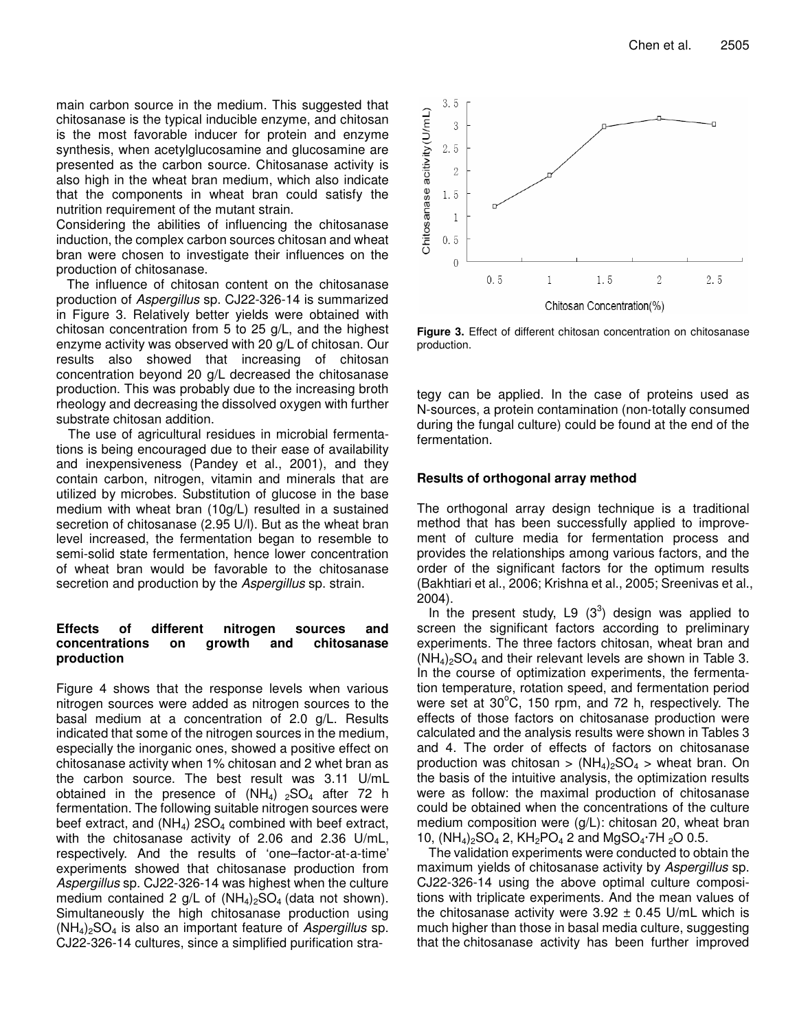main carbon source in the medium. This suggested that chitosanase is the typical inducible enzyme, and chitosan is the most favorable inducer for protein and enzyme synthesis, when acetylglucosamine and glucosamine are presented as the carbon source. Chitosanase activity is also high in the wheat bran medium, which also indicate that the components in wheat bran could satisfy the nutrition requirement of the mutant strain.

Considering the abilities of influencing the chitosanase induction, the complex carbon sources chitosan and wheat bran were chosen to investigate their influences on the production of chitosanase.

The influence of chitosan content on the chitosanase production of *Aspergillus* sp. CJ22-326-14 is summarized in Figure 3. Relatively better yields were obtained with chitosan concentration from 5 to 25 g/L, and the highest enzyme activity was observed with 20 g/L of chitosan. Our results also showed that increasing of chitosan concentration beyond 20 g/L decreased the chitosanase production. This was probably due to the increasing broth rheology and decreasing the dissolved oxygen with further substrate chitosan addition.

The use of agricultural residues in microbial fermentations is being encouraged due to their ease of availability and inexpensiveness (Pandey et al., 2001), and they contain carbon, nitrogen, vitamin and minerals that are utilized by microbes. Substitution of glucose in the base medium with wheat bran (10g/L) resulted in a sustained secretion of chitosanase (2.95 U/l). But as the wheat bran level increased, the fermentation began to resemble to semi-solid state fermentation, hence lower concentration of wheat bran would be favorable to the chitosanase secretion and production by the *Aspergillus* sp. strain.

**Figure 3.** Effect of different chitosan concentration on chitosanase production.

### Effects of different nitrogen sources and concentrations on growth and chitosanase production

Figure 4 shows that the response levels when various nitrogen sources were added as nitrogen sources to the basal medium at a concentration of 2.0 g/L. Results indicated that some of the nitrogen sources in the medium, especially the inorganic ones, showed a positive effect on chitosanase activity when 1% chitosan and 2 whet bran as the carbon source. The best result was 3.11 U/mL obtained in the presence of $(NH_4)_2SO_4$ after 72 h fermentation. The following suitable nitrogen sources were beef extract, and $(NH_4)_2SO_4$ combined with beef extract, with the chitosanase activity of 2.06 and 2.36 U/mL, respectively. And the results of 'one–factor-at-a-time' experiments showed that chitosanase production from *Aspergillus* sp. CJ22-326-14 was highest when the culture medium contained 2 g/L of $(NH_4)_2SO_4$ (data not shown). Simultaneously the high chitosanase production using $(NH_4)_2SO_4$ is also an important feature of *Aspergillus* sp. CJ22-326-14 cultures, since a simplified purification strategy can be applied. In the case of proteins used as N-sources, a protein contamination (non-totally consumed during the fungal culture) could be found at the end of the fermentation.

### Results of orthogonal array method

The orthogonal array design technique is a traditional method that has been successfully applied to improvement of culture media for fermentation process and provides the relationships among various factors, and the order of the significant factors for the optimum results (Bakhtiari et al., 2006; Krishna et al., 2005; Sreenivas et al., 2004).

In the present study, L9 ($3^3$) design was applied to screen the significant factors according to preliminary experiments. The three factors chitosan, wheat bran and $(NH_4)_2SO_4$ and their relevant levels are shown in Table 3. In the course of optimization experiments, the fermentation temperature, rotation speed, and fermentation period were set at 30°C, 150 rpm, and 72 h, respectively. The effects of those factors on chitosanase production were calculated and the analysis results were shown in Tables 3 and 4. The order of effects of factors on chitosanase production was chitosan > $(NH_4)_2SO_4$ > wheat bran. On the basis of the intuitive analysis, the optimization results were as follow: the maximal production of chitosanase could be obtained when the concentrations of the culture medium composition were (g/L): chitosan 20, wheat bran 10, $(NH_4)_2SO_4$ 2, $KH_2PO_4$ 2 and $MgSO_4 \cdot 7H_2O$ 0.5.

The validation experiments were conducted to obtain the maximum yields of chitosanase activity by *Aspergillus* sp. CJ22-326-14 using the above optimal culture compositions with triplicate experiments. And the mean values of the chitosanase activity were 3.92 ± 0.45 U/mL which is much higher than those in basal media culture, suggesting that the chitosanase activity has been further improved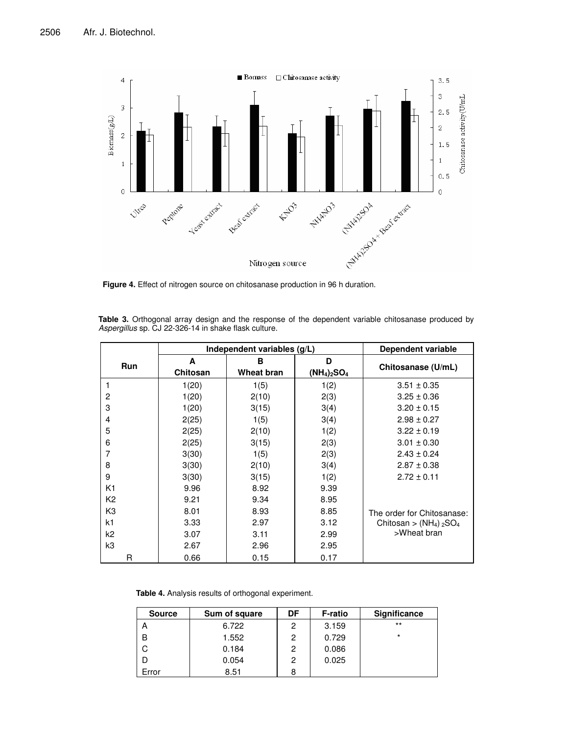**Figure 4.** Effect of nitrogen source on chitosanase production in 96 h duration.

**Table 3.** Orthogonal array design and the response of the dependent variable chitosanase produced by *Aspergillus* sp. CJ 22-326-14 in shake flask culture.

| Run | Independent variables (g/L) | | | Dependent variable |
|---|---|---|---|---|
| | A Chitosan | B Wheat bran | D $(NH_4)_2SO_4$ | Chitosanase (U/mL) |
| 1 | 1(20) | 1(5) | 1(2) | 3.51 ± 0.35 |
| 2 | 1(20) | 2(10) | 2(3) | 3.25 ± 0.36 |
| 3 | 1(20) | 3(15) | 3(4) | 3.20 ± 0.15 |
| 4 | 2(25) | 1(5) | 3(4) | 2.98 ± 0.27 |
| 5 | 2(25) | 2(10) | 1(2) | 3.22 ± 0.19 |
| 6 | 2(25) | 3(15) | 2(3) | 3.01 ± 0.30 |
| 7 | 3(30) | 1(5) | 2(3) | 2.43 ± 0.24 |
| 8 | 3(30) | 2(10) | 3(4) | 2.87 ± 0.38 |
| 9 | 3(30) | 3(15) | 1(2) | 2.72 ± 0.11 |
| K1 | 9.96 | 8.92 | 9.39 | |
| K2 | 9.21 | 9.34 | 8.95 | |
| K3 | 8.01 | 8.93 | 8.85 | The order for Chitosanase: Chitosan > $(NH_4)_2SO_4$ >Wheat bran |
| k1 | 3.33 | 2.97 | 3.12 | |
| k2 | 3.07 | 3.11 | 2.99 | |
| k3 | 2.67 | 2.96 | 2.95 | |
| R | 0.66 | 0.15 | 0.17 | |

**Table 4.** Analysis results of orthogonal experiment.

| Source | Sum of square | DF | F-ratio | Significance |
|---|---|---|---|---|
| A | 6.722 | 2 | 3.159 | ** |
| B | 1.552 | 2 | 0.729 | * |
| C | 0.184 | 2 | 0.086 | |
| D | 0.054 | 2 | 0.025 | |
| Error | 8.51 | 8 | | |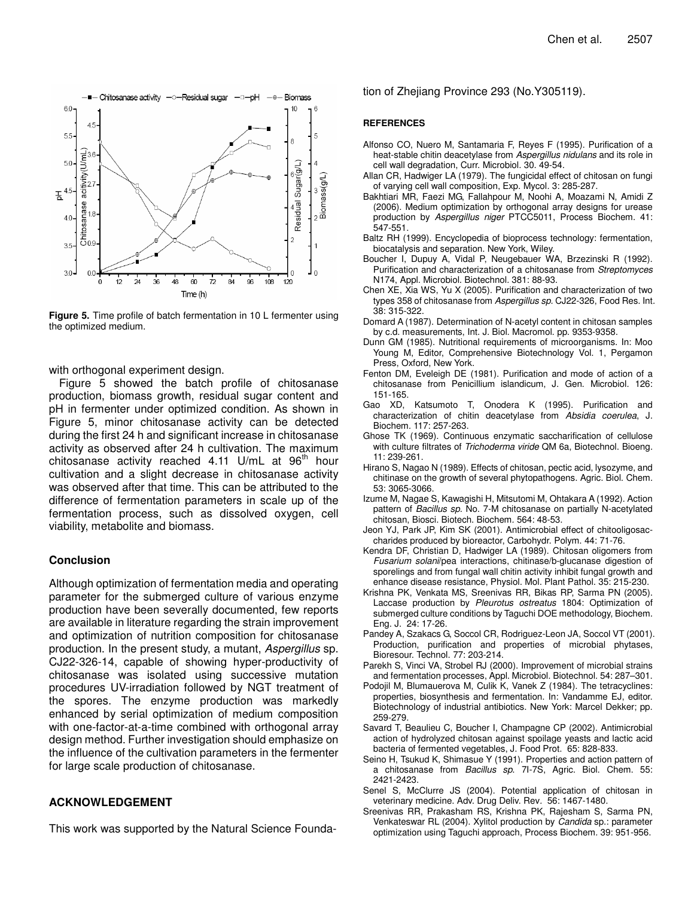**Figure 5.** Time profile of batch fermentation in 10 L fermenter using the optimized medium.

with orthogonal experiment design.

Figure 5 showed the batch profile of chitosanase production, biomass growth, residual sugar content and pH in fermenter under optimized condition. As shown in Figure 5, minor chitosanase activity can be detected during the first 24 h and significant increase in chitosanase activity as observed after 24 h cultivation. The maximum chitosanase activity reached 4.11 U/mL at 96$^{th}$ hour cultivation and a slight decrease in chitosanase activity was observed after that time. This can be attributed to the difference of fermentation parameters in scale up of the fermentation process, such as dissolved oxygen, cell viability, metabolite and biomass.

## Conclusion

Although optimization of fermentation media and operating parameter for the submerged culture of various enzyme production have been severally documented, few reports are available in literature regarding the strain improvement and optimization of nutrition composition for chitosanase production. In the present study, a mutant, *Aspergillus* sp. CJ22-326-14, capable of showing hyper-productivity of chitosanase was isolated using successive mutation procedures UV-irradiation followed by NGT treatment of the spores. The enzyme production was markedly enhanced by serial optimization of medium composition with one-factor-at-a-time combined with orthogonal array design method. Further investigation should emphasize on the influence of the cultivation parameters in the fermenter for large scale production of chitosanase.

## ACKNOWLEDGEMENT

This work was supported by the Natural Science Foundation of Zhejiang Province 293 (No.Y305119).

## REFERENCES

Alfonso CO, Nuero M, Santamaria F, Reyes F (1995). Purification of a heat-stable chitin deacetylase from *Aspergillus nidulans* and its role in cell wall degradation, Curr. Microbiol. 30. 49-54.

Allan CR, Hadwiger LA (1979). The fungicidal effect of chitosan on fungi of varying cell wall composition, Exp. Mycol. 3: 285-287.

Bakhtiari MR, Faezi MG, Fallahpour M, Noohi A, Moazami N, Amidi Z (2006). Medium optimization by orthogonal array designs for urease production by *Aspergillus niger* PTCC5011, Process Biochem. 41: 547-551.

Baltz RH (1999). Encyclopedia of bioprocess technology: fermentation, biocatalysis and separation. New York, Wiley.

Boucher I, Dupuy A, Vidal P, Neugebauer WA, Brzezinski R (1992). Purification and characterization of a chitosanase from *Streptomyces* N174, Appl. Microbiol. Biotechnol. 381: 88-93.

Chen XE, Xia WS, Yu X (2005). Purification and characterization of two types 358 of chitosanase from *Aspergillus sp.* CJ22-326, Food Res. Int. 38: 315-322.

Domard A (1987). Determination of N-acetyl content in chitosan samples by c.d. measurements, Int. J. Biol. Macromol. pp. 9353-9358.

Dunn GM (1985). Nutritional requirements of microorganisms. In: Moo Young M, Editor, Comprehensive Biotechnology Vol. 1, Pergamon Press, Oxford, New York.

Fenton DM, Eveleigh DE (1981). Purification and mode of action of a chitosanase from Penicillium islandicum, J. Gen. Microbiol. 126: 151-165.

Gao XD, Katsumoto T, Onodera K (1995). Purification and characterization of chitin deacetylase from *Absidia coerulea*, J. Biochem. 117: 257-263.

Ghose TK (1969). Continuous enzymatic saccharification of cellulose with culture filtrates of *Trichoderma viride* QM 6a, Biotechnol. Bioeng. 11: 239-261.

Hirano S, Nagao N (1989). Effects of chitosan, pectic acid, lysozyme, and chitinase on the growth of several phytopathogens. Agric. Biol. Chem. 53: 3065-3066.

Izume M, Nagae S, Kawagishi H, Mitsutomi M, Ohtakara A (1992). Action pattern of *Bacillus sp.* No. 7-M chitosanase on partially N-acetylated chitosan, Biosci. Biotech. Biochem. 564: 48-53.

Jeon YJ, Park JP, Kim SK (2001). Antimicrobial effect of chitooligosaccharides produced by bioreactor, Carbohydr. Polym. 44: 71-76.

Kendra DF, Christian D, Hadwiger LA (1989). Chitosan oligomers from *Fusarium solani*/pea interactions, chitinase/b-glucanase digestion of sporelings and from fungal wall chitin activity inhibit fungal growth and enhance disease resistance, Physiol. Mol. Plant Pathol. 35: 215-230.

Krishna PK, Venkata MS, Sreenivas RR, Bikas RP, Sarma PN (2005). Laccase production by *Pleurotus ostreatus* 1804: Optimization of submerged culture conditions by Taguchi DOE methodology, Biochem. Eng. J. 24: 17-26.

Pandey A, Szakacs G, Soccol CR, Rodriguez-Leon JA, Soccol VT (2001). Production, purification and properties of microbial phytases, Bioresour. Technol. 77: 203-214.

Parekh S, Vinci VA, Strobel RJ (2000). Improvement of microbial strains and fermentation processes, Appl. Microbiol. Biotechnol. 54: 287–301.

Podojil M, Blumauerova M, Culik K, Vanek Z (1984). The tetracyclines: properties, biosynthesis and fermentation. In: Vandamme EJ, editor. Biotechnology of industrial antibiotics. New York: Marcel Dekker; pp. 259-279.

Savard T, Beaulieu C, Boucher I, Champagne CP (2002). Antimicrobial action of hydrolyzed chitosan against spoilage yeasts and lactic acid bacteria of fermented vegetables, J. Food Prot. 65: 828-833.

Seino H, Tsukud K, Shimasue Y (1991). Properties and action pattern of a chitosanase from *Bacillus sp.* 7I-7S, Agric. Biol. Chem. 55: 2421-2423.

Senel S, McClurre JS (2004). Potential application of chitosan in veterinary medicine. Adv. Drug Deliv. Rev. 56: 1467-1480.

Sreenivas RR, Prakasham RS, Krishna PK, Rajesham S, Sarma PN, Venkateswar RL (2004). Xylitol production by *Candida* sp.: parameter optimization using Taguchi approach, Process Biochem. 39: 951-956.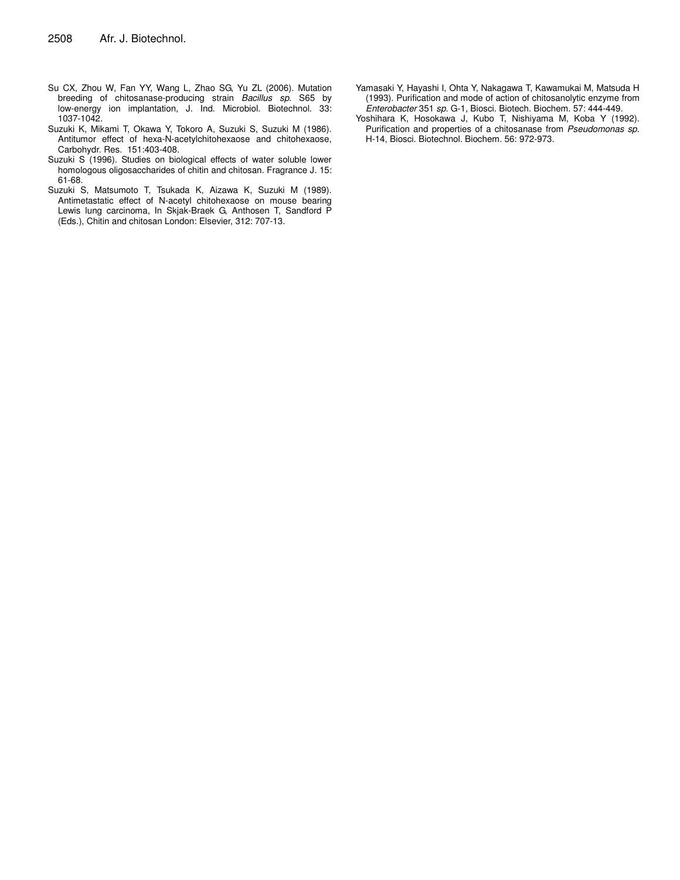Su CX, Zhou W, Fan YY, Wang L, Zhao SG, Yu ZL (2006). Mutation breeding of chitosanase-producing strain *Bacillus sp.* S65 by low-energy ion implantation, J. Ind. Microbiol. Biotechnol. 33: 1037-1042.

Suzuki K, Mikami T, Okawa Y, Tokoro A, Suzuki S, Suzuki M (1986). Antitumor effect of hexa-N-acetylchitohexaose and chitohexaose, Carbohydr. Res. 151:403-408.

Suzuki S (1996). Studies on biological effects of water soluble lower homologous oligosaccharides of chitin and chitosan. Fragrance J. 15: 61-68.

Suzuki S, Matsumoto T, Tsukada K, Aizawa K, Suzuki M (1989). Antimetastatic effect of N-acetyl chitohexaose on mouse bearing Lewis lung carcinoma, In Skjak-Braek G, Anthosen T, Sandford P (Eds.), Chitin and chitosan London: Elsevier, 312: 707-13.

Yamasaki Y, Hayashi I, Ohta Y, Nakagawa T, Kawamukai M, Matsuda H (1993). Purification and mode of action of chitosanolytic enzyme from *Enterobacter* 351 *sp.* G-1, Biosci. Biotech. Biochem. 57: 444-449.

Yoshihara K, Hosokawa J, Kubo T, Nishiyama M, Koba Y (1992). Purification and properties of a chitosanase from *Pseudomonas sp.* H-14, Biosci. Biotechnol. Biochem. 56: 972-973.